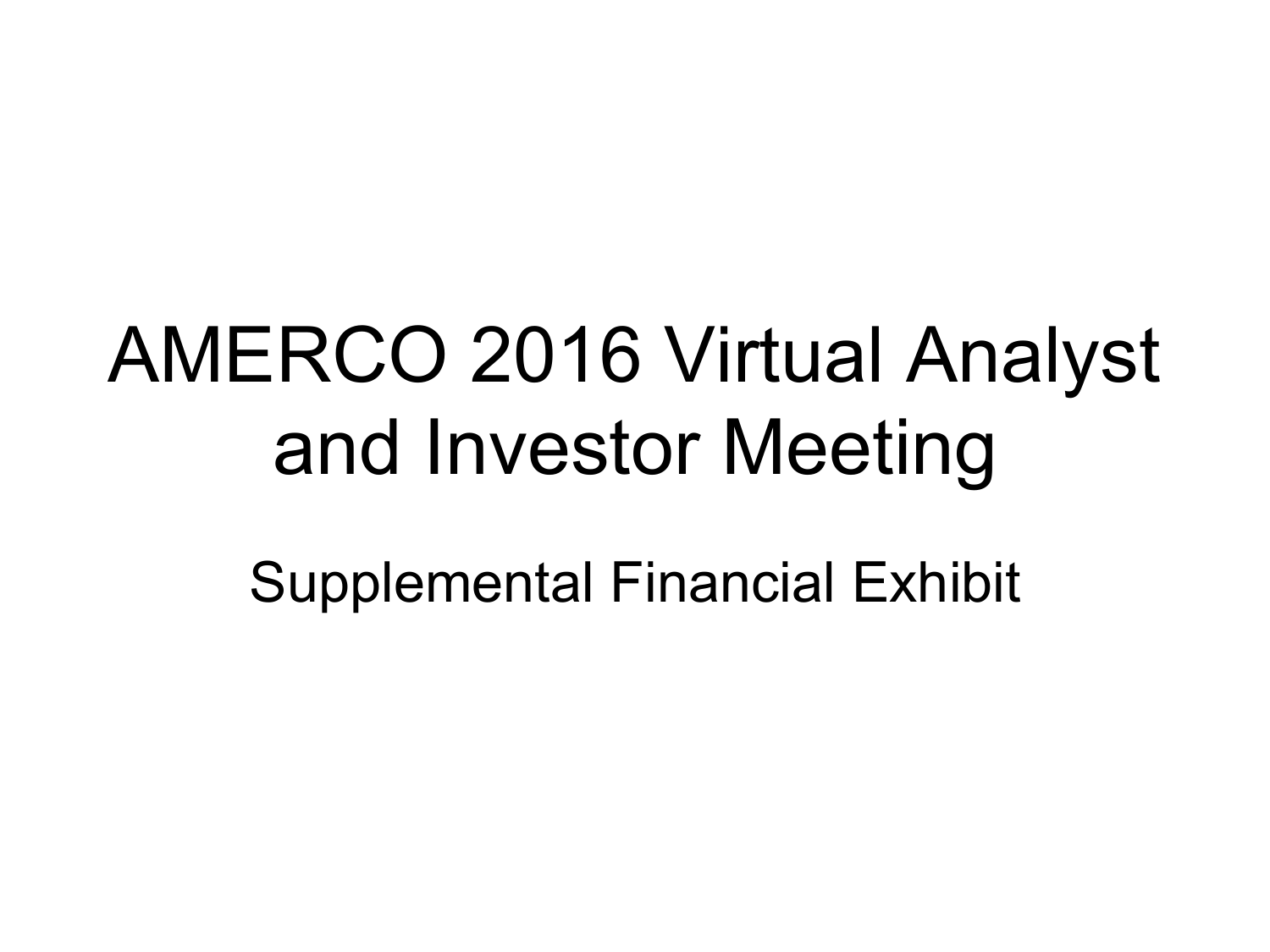# AMERCO 2016 Virtual Analyst and Investor Meeting

## Supplemental Financial Exhibit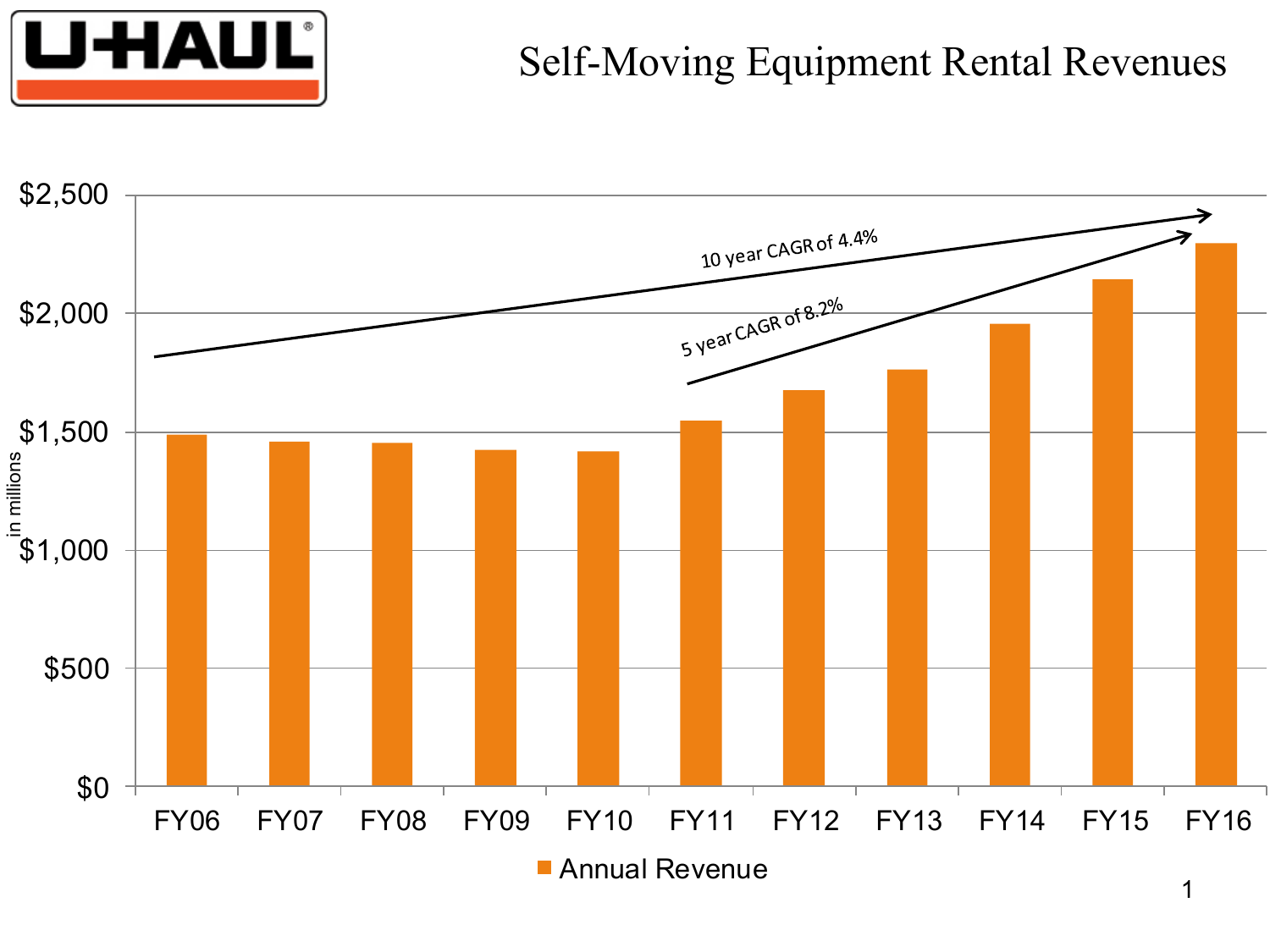# Self-Moving Equipment Rental Revenues

U-HAUL

| in millions | Annual Revenue |
|---|---|
| FY06 | ~$1,490 |
| FY07 | ~$1,460 |
| FY08 | ~$1,455 |
| FY09 | ~$1,425 |
| FY10 | ~$1,415 |
| FY11 | ~$1,545 |
| FY12 | ~$1,675 |
| FY13 | ~$1,760 |
| FY14 | ~$1,955 |
| FY15 | ~$2,145 |
| FY16 | ~$2,295 |

*Values are approximate, estimated from the bar chart.*

10 year CAGR of 4.4%

5 year CAGR of 8.2%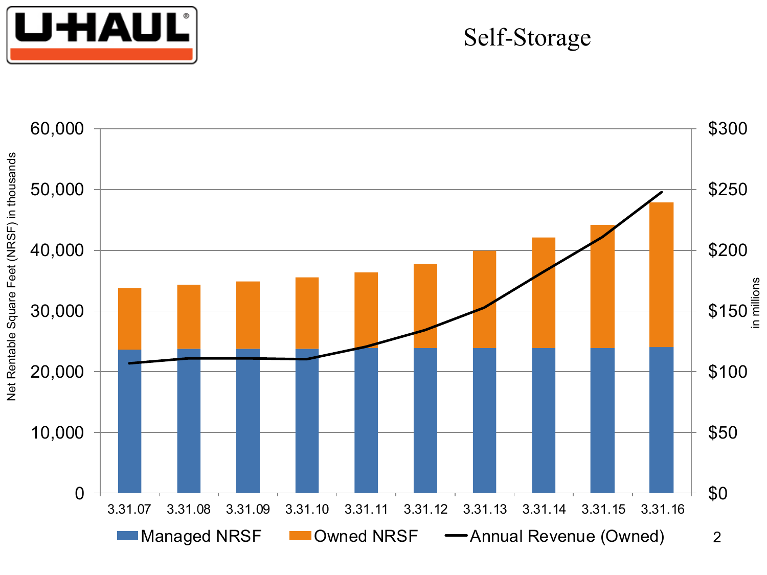# Self-Storage

Net Rentable Square Feet (NRSF) in thousands

60,000
50,000
40,000
30,000
20,000
10,000
0

$300
$250
$200
$150
$100
$50
$0

in millions

3.31.07 3.31.08 3.31.09 3.31.10 3.31.11 3.31.12 3.31.13 3.31.14 3.31.15 3.31.16

Managed NRSF  Owned NRSF  Annual Revenue (Owned)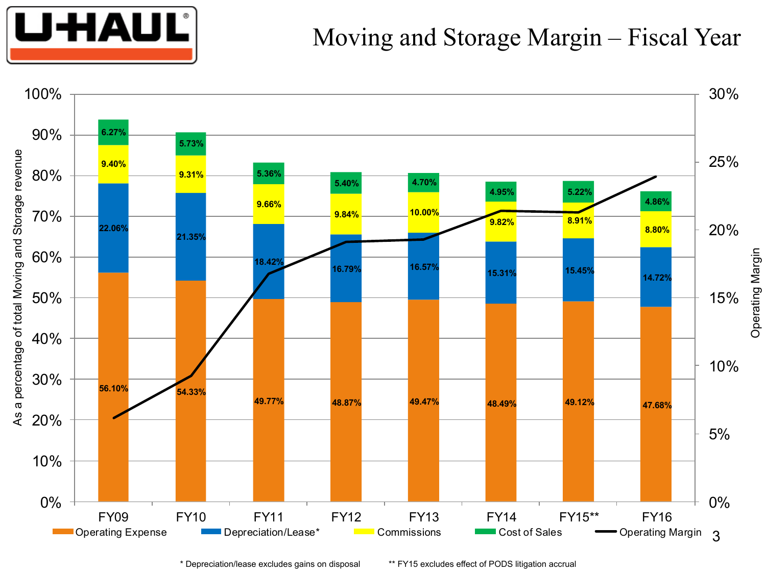# Moving and Storage Margin – Fiscal Year

As a percentage of total Moving and Storage revenue

| | FY09 | FY10 | FY11 | FY12 | FY13 | FY14 | FY15** | FY16 |
|---|---|---|---|---|---|---|---|---|
| Cost of Sales | 6.27% | 5.73% | 5.36% | 5.40% | 4.70% | 4.95% | 5.22% | 4.86% |
| Commissions | 9.40% | 9.31% | 9.66% | 9.84% | 10.00% | 9.82% | 8.91% | 8.80% |
| Depreciation/Lease* | 22.06% | 21.35% | 18.42% | 16.79% | 16.57% | 15.31% | 15.45% | 14.72% |
| Operating Expense | 56.10% | 54.33% | 49.77% | 48.87% | 49.47% | 48.49% | 49.12% | 47.68% |

Legend: Operating Expense, Depreciation/Lease*, Commissions, Cost of Sales, Operating Margin

\* Depreciation/lease excludes gains on disposal

** FY15 excludes effect of PODS litigation accrual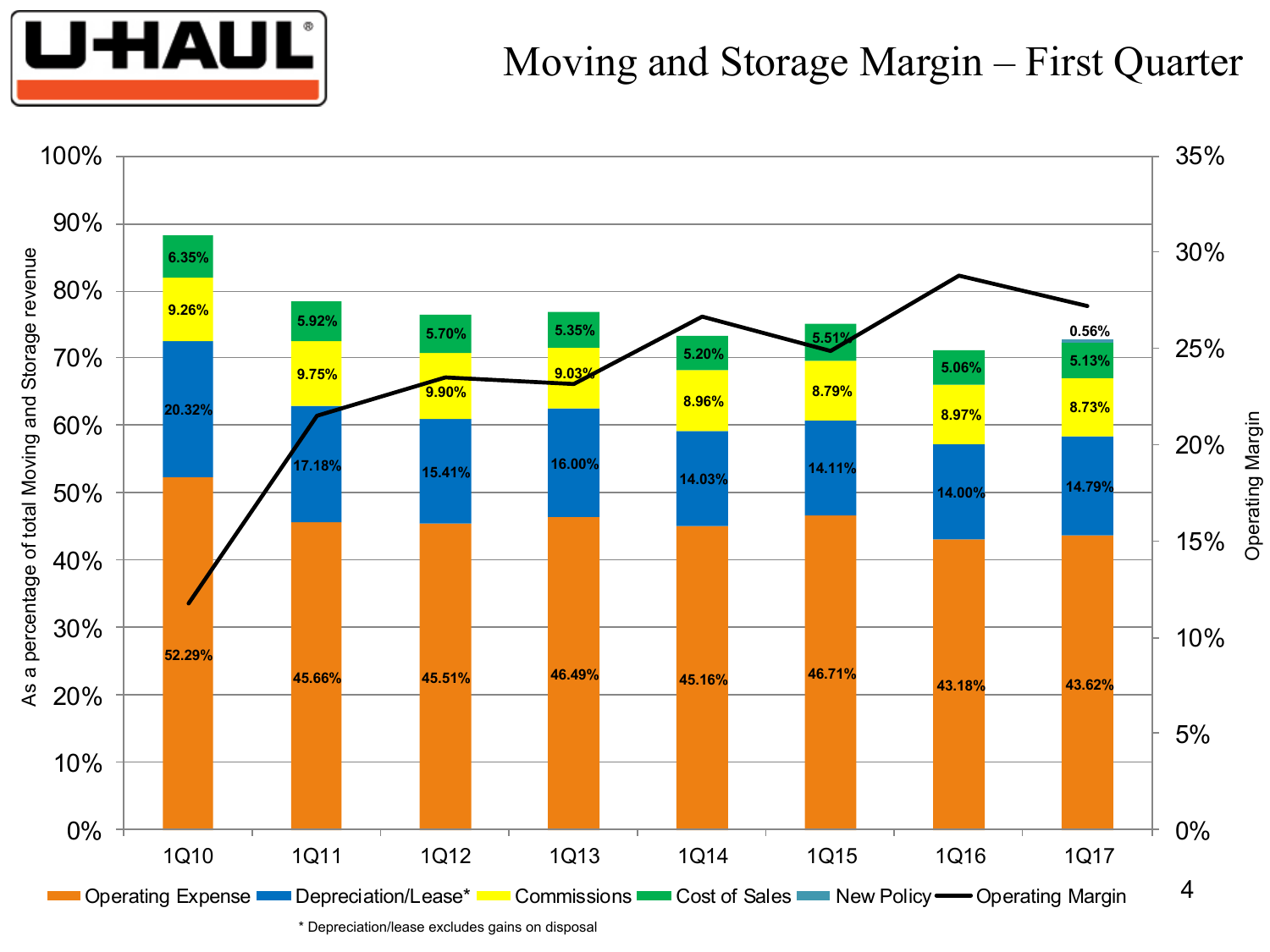# Moving and Storage Margin – First Quarter

| | 1Q10 | 1Q11 | 1Q12 | 1Q13 | 1Q14 | 1Q15 | 1Q16 | 1Q17 |
|---|---|---|---|---|---|---|---|---|
| Operating Expense | 52.29% | 45.66% | 45.51% | 46.49% | 45.16% | 46.71% | 43.18% | 43.62% |
| Depreciation/Lease* | 20.32% | 17.18% | 15.41% | 16.00% | 14.03% | 14.11% | 14.00% | 14.79% |
| Commissions | 9.26% | 9.75% | 9.90% | 9.03% | 8.96% | 8.79% | 8.97% | 8.73% |
| Cost of Sales | 6.35% | 5.92% | 5.70% | 5.35% | 5.20% | 5.51% | 5.06% | 5.13% |
| New Policy | | | | | | | | 0.56% |

Left axis: As a percentage of total Moving and Storage revenue (0%–100%). Right axis: Operating Margin (0%–35%).

Legend: Operating Expense, Depreciation/Lease*, Commissions, Cost of Sales, New Policy, Operating Margin

\* Depreciation/lease excludes gains on disposal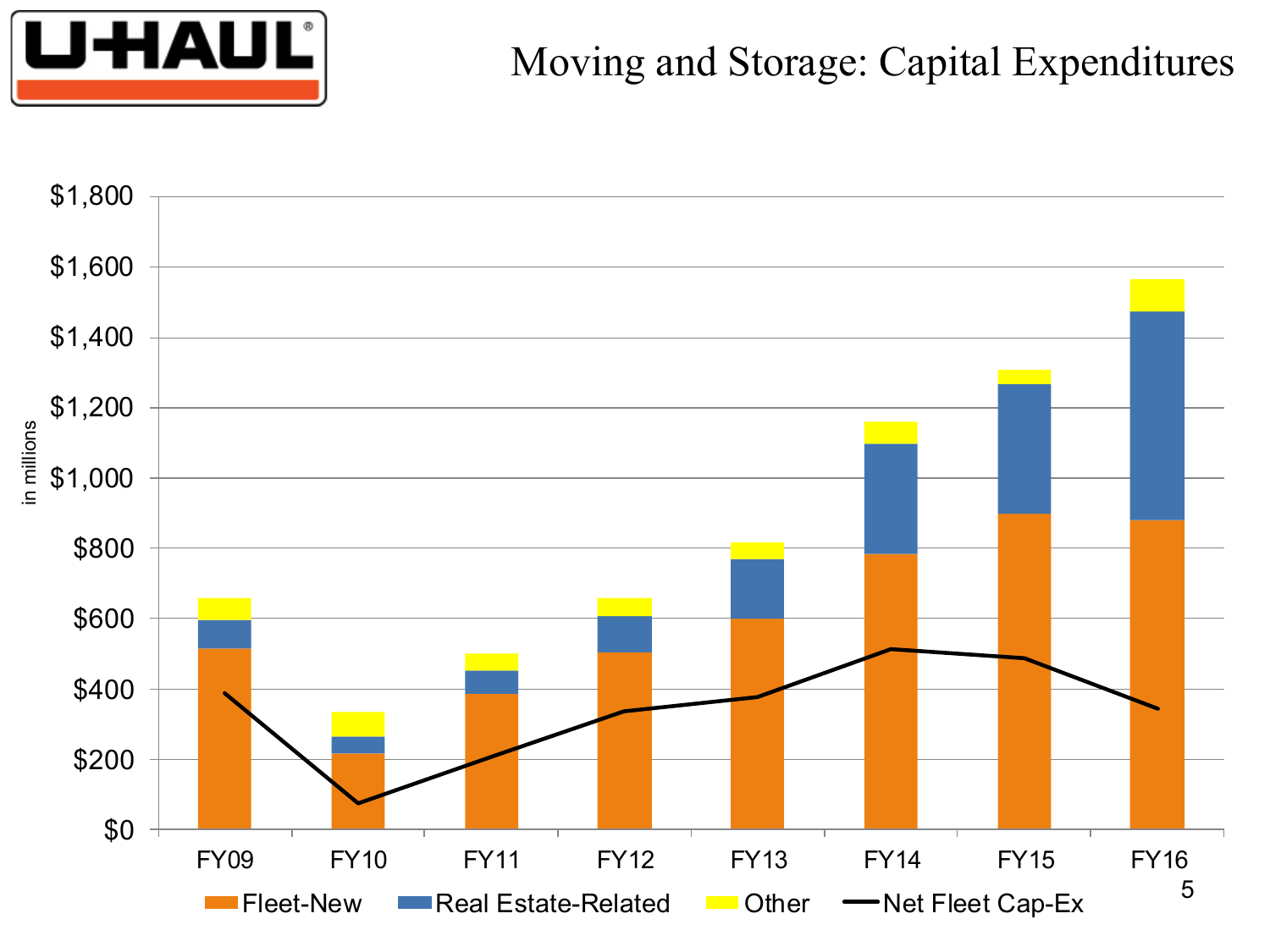# Moving and Storage: Capital Expenditures

in millions

$1,800
$1,600
$1,400
$1,200
$1,000
$800
$600
$400
$200
$0

FY09 FY10 FY11 FY12 FY13 FY14 FY15 FY16

Fleet-New | Real Estate-Related | Other | Net Fleet Cap-Ex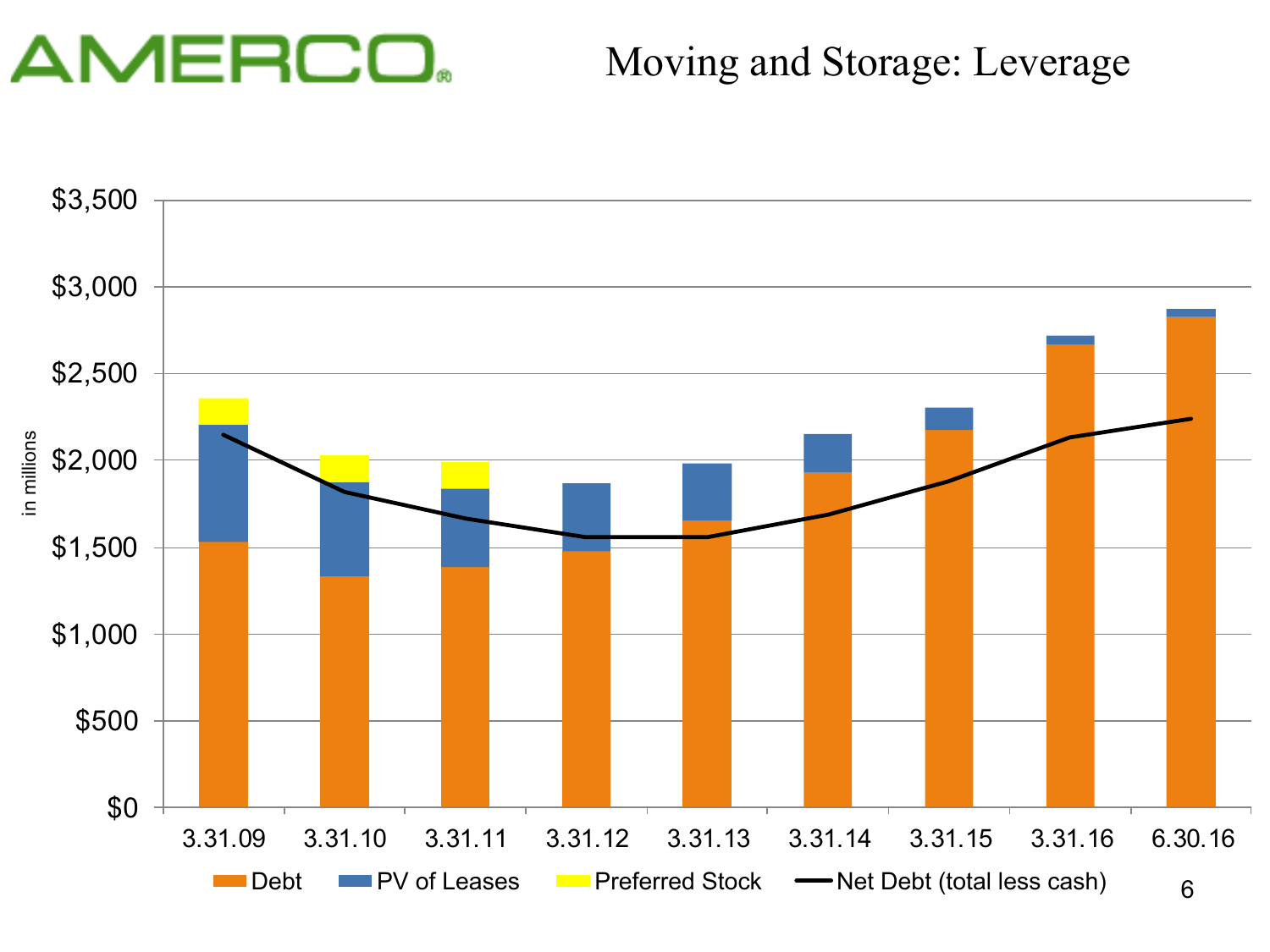# Moving and Storage: Leverage

in millions

| | 3.31.09 | 3.31.10 | 3.31.11 | 3.31.12 | 3.31.13 | 3.31.14 | 3.31.15 | 3.31.16 | 6.30.16 |
|---|---|---|---|---|---|---|---|---|---|

Legend: Debt, PV of Leases, Preferred Stock, Net Debt (total less cash)

Y-axis: $0, $500, $1,000, $1,500, $2,000, $2,500, $3,000, $3,500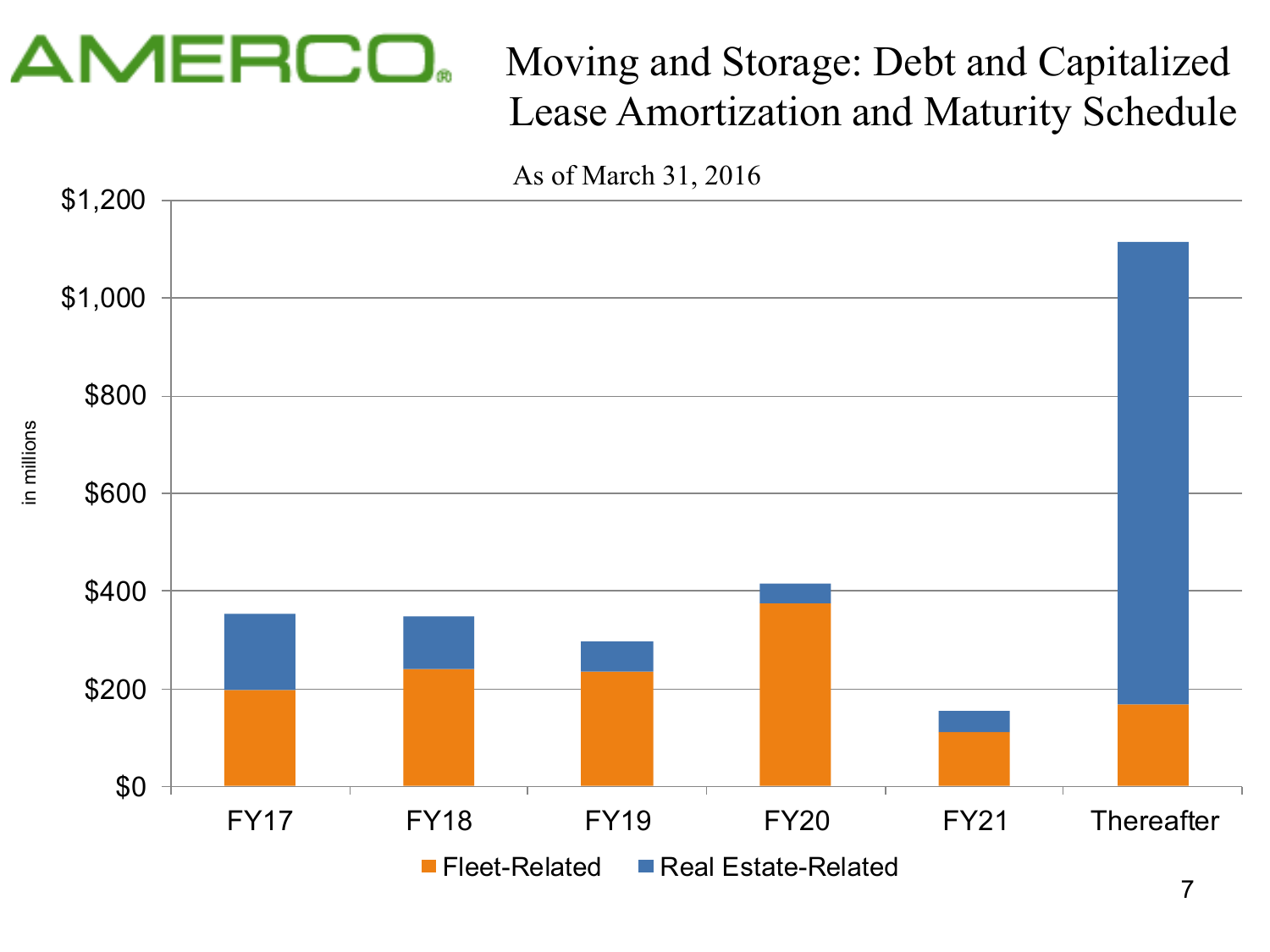AMERCO

# Moving and Storage: Debt and Capitalized Lease Amortization and Maturity Schedule

As of March 31, 2016

in millions

$1,200

$1,000

$800

$600

$400

$200

$0

FY17

FY18

FY19

FY20

FY21

Thereafter

Fleet-Related

Real Estate-Related